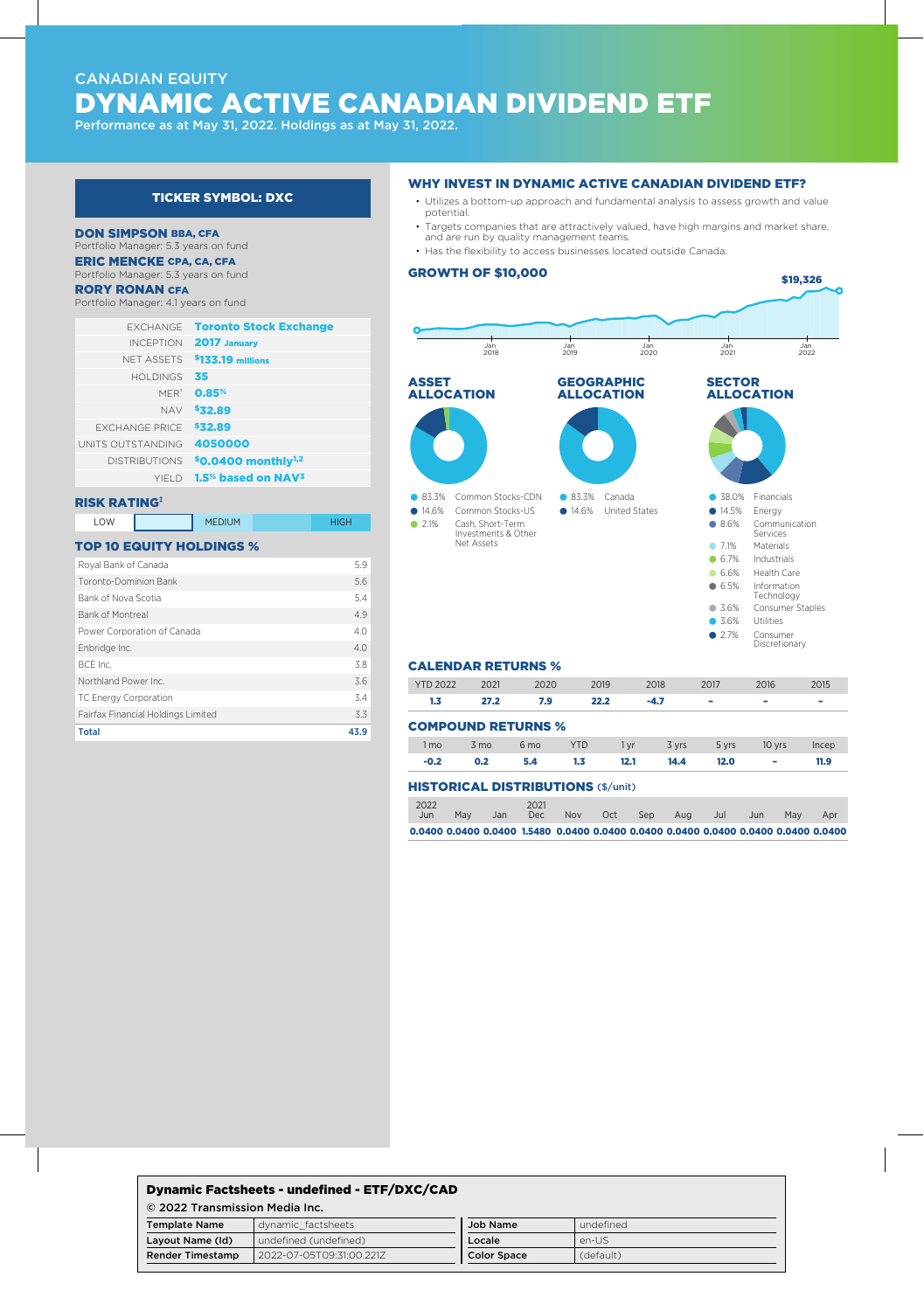CANADIAN EQUITY

# DYNAMIC ACTIVE CANADIAN DIVIDEND ETF

Performance as at May 31, 2022. Holdings as at May 31, 2022.

## TICKER SYMBOL: DXC

**DON SIMPSON** BBA, CFA
Portfolio Manager: 5.3 years on fund

**ERIC MENCKE** CPA, CA, CFA
Portfolio Manager: 5.3 years on fund

**RORY RONAN** CFA
Portfolio Manager: 4.1 years on fund

| | |
|---|---|
| EXCHANGE | Toronto Stock Exchange |
| INCEPTION | 2017 January |
| NET ASSETS | $133.19 millions |
| HOLDINGS | 35 |
| MER[1] | 0.85% |
| NAV | $32.89 |
| EXCHANGE PRICE | $32.89 |
| UNITS OUTSTANDING | 4050000 |
| DISTRIBUTIONS | $0.0400 monthly[1,2] |
| YIELD | 1.5% based on NAV[3] |

### RISK RATING[‡]

LOW | LOW-MEDIUM | MEDIUM | MEDIUM-HIGH | HIGH

### TOP 10 EQUITY HOLDINGS %

| Holding | % |
|---|---|
| Royal Bank of Canada | 5.9 |
| Toronto-Dominion Bank | 5.6 |
| Bank of Nova Scotia | 5.4 |
| Bank of Montreal | 4.9 |
| Power Corporation of Canada | 4.0 |
| Enbridge Inc. | 4.0 |
| BCE Inc. | 3.8 |
| Northland Power Inc. | 3.6 |
| TC Energy Corporation | 3.4 |
| Fairfax Financial Holdings Limited | 3.3 |
| **Total** | **43.9** |

### WHY INVEST IN DYNAMIC ACTIVE CANADIAN DIVIDEND ETF?

- Utilizes a bottom-up approach and fundamental analysis to assess growth and value potential.
- Targets companies that are attractively valued, have high margins and market share, and are run by quality management teams.
- Has the flexibility to access businesses located outside Canada.

### GROWTH OF $10,000

$19,326

Jan 2018, Jan 2019, Jan 2020, Jan 2021, Jan 2022

### ASSET ALLOCATION

- 83.3% Common Stocks-CDN
- 14.6% Common Stocks-US
- 2.1% Cash, Short-Term Investments & Other Net Assets

### GEOGRAPHIC ALLOCATION

- 83.3% Canada
- 14.6% United States

### SECTOR ALLOCATION

- 38.0% Financials
- 14.5% Energy
- 8.6% Communication Services
- 7.1% Materials
- 6.7% Industrials
- 6.6% Health Care
- 6.5% Information Technology
- 3.6% Consumer Staples
- 3.6% Utilities
- 2.7% Consumer Discretionary

### CALENDAR RETURNS %

| YTD 2022 | 2021 | 2020 | 2019 | 2018 | 2017 | 2016 | 2015 |
|---|---|---|---|---|---|---|---|
| 1.3 | 27.2 | 7.9 | 22.2 | -4.7 | - | - | - |

### COMPOUND RETURNS %

| 1 mo | 3 mo | 6 mo | YTD | 1 yr | 3 yrs | 5 yrs | 10 yrs | Incep |
|---|---|---|---|---|---|---|---|---|
| -0.2 | 0.2 | 5.4 | 1.3 | 12.1 | 14.4 | 12.0 | - | 11.9 |

### HISTORICAL DISTRIBUTIONS ($/unit)

| 2022 Jun | May | Jan | 2021 Dec | Nov | Oct | Sep | Aug | Jul | Jun | May | Apr |
|---|---|---|---|---|---|---|---|---|---|---|---|
| 0.0400 | 0.0400 | 0.0400 | 1.5480 | 0.0400 | 0.0400 | 0.0400 | 0.0400 | 0.0400 | 0.0400 | 0.0400 | 0.0400 |

**Dynamic Factsheets - undefined - ETF/DXC/CAD**

© 2022 Transmission Media Inc.

| | | | |
|---|---|---|---|
| **Template Name** | dynamic_factsheets | **Job Name** | undefined |
| **Layout Name (Id)** | undefined (undefined) | **Locale** | en-US |
| **Render Timestamp** | 2022-07-05T09:31:00.221Z | **Color Space** | (default) |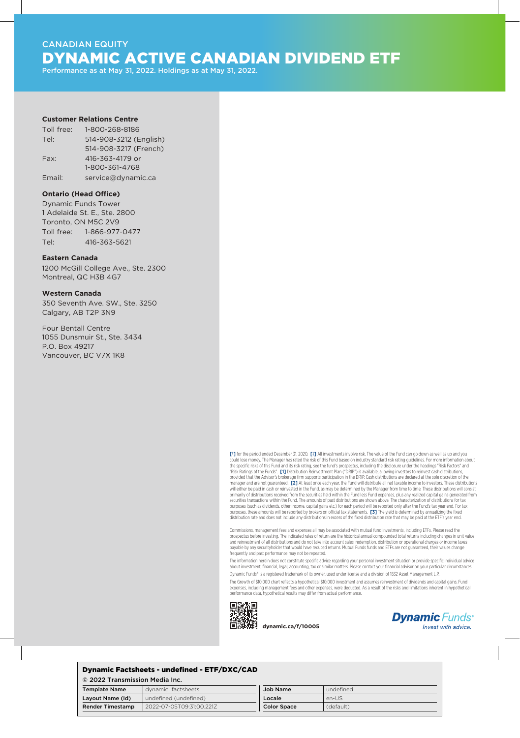CANADIAN EQUITY

# DYNAMIC ACTIVE CANADIAN DIVIDEND ETF

Performance as at May 31, 2022. Holdings as at May 31, 2022.

**Customer Relations Centre**

| | |
|---|---|
| Toll free: | 1-800-268-8186 |
| Tel: | 514-908-3212 (English) |
| | 514-908-3217 (French) |
| Fax: | 416-363-4179 or |
| | 1-800-361-4768 |
| Email: | service@dynamic.ca |

**Ontario (Head Office)**

Dynamic Funds Tower
1 Adelaide St. E., Ste. 2800
Toronto, ON M5C 2V9
Toll free: 1-866-977-0477
Tel: 416-363-5621

**Eastern Canada**

1200 McGill College Ave., Ste. 2300
Montreal, QC H3B 4G7

**Western Canada**

350 Seventh Ave. SW., Ste. 3250
Calgary, AB T2P 3N9

Four Bentall Centre
1055 Dunsmuir St., Ste. 3434
P.O. Box 49217
Vancouver, BC V7X 1K8

[*] for the period ended December 31, 2020. [‡] All investments involve risk. The value of the Fund can go down as well as up and you could lose money. The Manager has rated the risk of this Fund based on industry standard risk rating guidelines. For more information about the specific risks of this Fund and its risk rating, see the fund's prospectus, including the disclosure under the headings "Risk Factors" and "Risk Ratings of the Funds". [1] Distribution Reinvestment Plan ("DRIP") is available, allowing investors to reinvest cash distributions, provided that the Advisor's brokerage firm supports participation in the DRIP. Cash distributions are declared at the sole discretion of the manager and are not guaranteed. [2] At least once each year, the Fund will distribute all net taxable income to investors. These distributions will either be paid in cash or reinvested in the Fund, as may be determined by the Manager from time to time. These distributions will consist primarily of distributions received from the securities held within the Fund less Fund expenses, plus any realized capital gains generated from securities transactions within the Fund. The amounts of past distributions are shown above. The characterization of distributions for tax purposes (such as dividends, other income, capital gains etc.) for each period will be reported only after the Fund's tax year end. For tax purposes, these amounts will be reported by brokers on official tax statements. [3] The yield is determined by annualizing the fixed distribution rate and does not include any distributions in excess of the fixed distribution rate that may be paid at the ETF's year end.

Commissions, management fees and expenses all may be associated with mutual fund investments, including ETFs. Please read the prospectus before investing. The indicated rates of return are the historical annual compounded total returns including changes in unit value and reinvestment of all distributions and do not take into account sales, redemption, distribution or operational charges or income taxes payable by any securityholder that would have reduced returns. Mutual Funds funds and ETFs are not guaranteed, their values change frequently and past performance may not be repeated.

The information herein does not constitute specific advice regarding your personal investment situation or provide specific individual advice about investment, financial, legal, accounting, tax or similar matters. Please contact your financial advisor on your particular circumstances.

Dynamic Funds® is a registered trademark of its owner, used under license and a division of 1832 Asset Management L.P.

The Growth of $10,000 chart reflects a hypothetical $10,000 investment and assumes reinvestment of dividends and capital gains. Fund expenses, including management fees and other expenses, were deducted. As a result of the risks and limitations inherent in hypothetical performance data, hypothetical results may differ from actual performance.

dynamic.ca/f/10005

Dynamic Funds®
*Invest with advice.*

**Dynamic Factsheets - undefined - ETF/DXC/CAD**

© 2022 Transmission Media Inc.

| | | | |
|---|---|---|---|
| **Template Name** | dynamic_factsheets | **Job Name** | undefined |
| **Layout Name (Id)** | undefined (undefined) | **Locale** | en-US |
| **Render Timestamp** | 2022-07-05T09:31:00.221Z | **Color Space** | (default) |